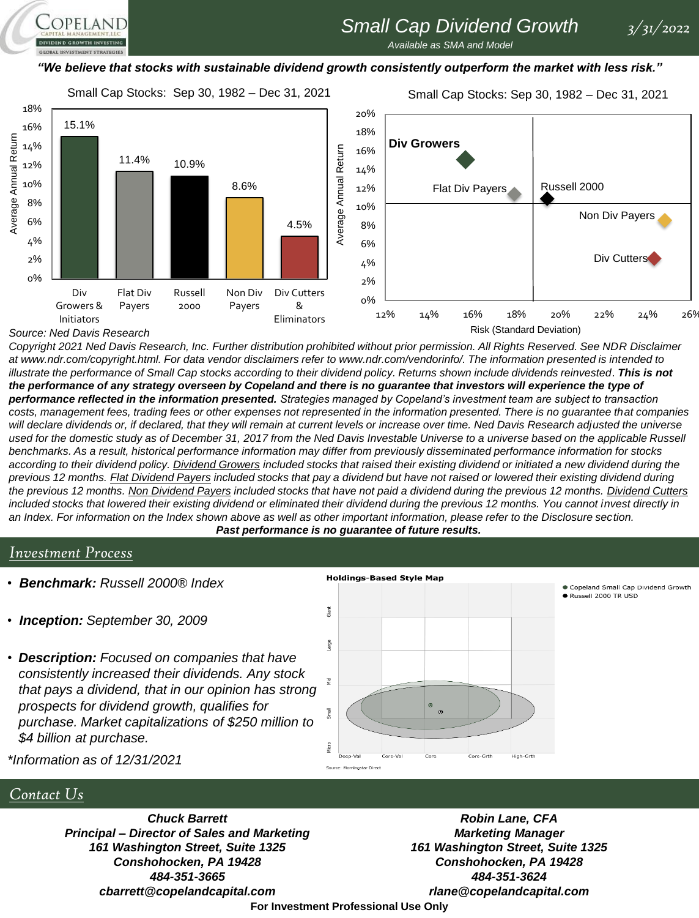# Small Cap Dividend Growth

*Available as SMA and Model*

*3/31/2022*

***"We believe that stocks with sustainable dividend growth consistently outperform the market with less risk."***

**Small Cap Stocks: Sep 30, 1982 – Dec 31, 2021**

| Category | Average Annual Return |
|---|---|
| Div Growers & Initiators | 15.1% |
| Flat Div Payers | 11.4% |
| Russell 2000 | 10.9% |
| Non Div Payers | 8.6% |
| Div Cutters & Eliminators | 4.5% |

**Small Cap Stocks: Sep 30, 1982 – Dec 31, 2021**

Average Annual Return vs. Risk (Standard Deviation): Div Growers, Flat Div Payers, Russell 2000, Non Div Payers, Div Cutters

Source: Ned Davis Research

*Copyright 2021 Ned Davis Research, Inc. Further distribution prohibited without prior permission. All Rights Reserved. See NDR Disclaimer at www.ndr.com/copyright.html. For data vendor disclaimers refer to www.ndr.com/vendorinfo/. The information presented is intended to illustrate the performance of Small Cap stocks according to their dividend policy. Returns shown include dividends reinvested.* ***This is not the performance of any strategy overseen by Copeland and there is no guarantee that investors will experience the type of performance reflected in the information presented.*** *Strategies managed by Copeland's investment team are subject to transaction costs, management fees, trading fees or other expenses not represented in the information presented. There is no guarantee that companies will declare dividends or, if declared, that they will remain at current levels or increase over time. Ned Davis Research adjusted the universe used for the domestic study as of December 31, 2017 from the Ned Davis Investable Universe to a universe based on the applicable Russell benchmarks. As a result, historical performance information may differ from previously disseminated performance information for stocks according to their dividend policy. Dividend Growers included stocks that raised their existing dividend or initiated a new dividend during the previous 12 months. Flat Dividend Payers included stocks that pay a dividend but have not raised or lowered their existing dividend during the previous 12 months. Non Dividend Payers included stocks that have not paid a dividend during the previous 12 months. Dividend Cutters included stocks that lowered their existing dividend or eliminated their dividend during the previous 12 months. You cannot invest directly in an Index. For information on the Index shown above as well as other important information, please refer to the Disclosure section.*

**Past performance is no guarantee of future results.**

## Investment Process

- ***Benchmark:*** *Russell 2000® Index*
- ***Inception:*** *September 30, 2009*
- ***Description:*** *Focused on companies that have consistently increased their dividends. Any stock that pays a dividend, that in our opinion has strong prospects for dividend growth, qualifies for purchase. Market capitalizations of $250 million to $4 billion at purchase.*

*\*Information as of 12/31/2021*

**Holdings-Based Style Map**

- Copeland Small Cap Dividend Growth
- Russell 2000 TR USD

Source: Morningstar Direct

## Contact Us

***Chuck Barrett***
***Principal – Director of Sales and Marketing***
***161 Washington Street, Suite 1325***
***Conshohocken, PA 19428***
***484-351-3665***
***cbarrett@copelandcapital.com***

***Robin Lane, CFA***
***Marketing Manager***
***161 Washington Street, Suite 1325***
***Conshohocken, PA 19428***
***484-351-3624***
***rlane@copelandcapital.com***

**For Investment Professional Use Only**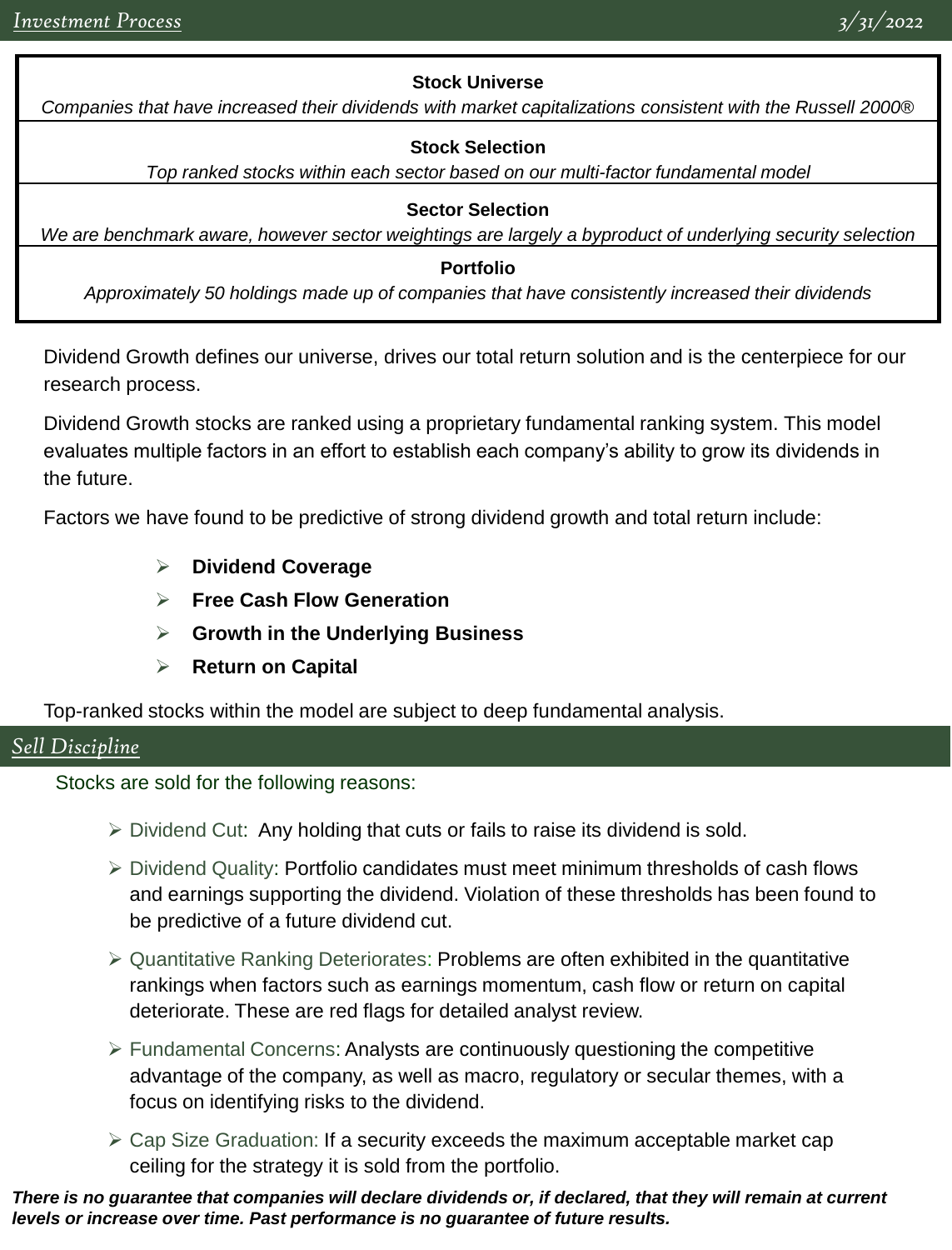## Investment Process

3/31/2022

**Stock Universe**

*Companies that have increased their dividends with market capitalizations consistent with the Russell 2000®*

**Stock Selection**

*Top ranked stocks within each sector based on our multi-factor fundamental model*

**Sector Selection**

*We are benchmark aware, however sector weightings are largely a byproduct of underlying security selection*

**Portfolio**

*Approximately 50 holdings made up of companies that have consistently increased their dividends*

Dividend Growth defines our universe, drives our total return solution and is the centerpiece for our research process.

Dividend Growth stocks are ranked using a proprietary fundamental ranking system. This model evaluates multiple factors in an effort to establish each company's ability to grow its dividends in the future.

Factors we have found to be predictive of strong dividend growth and total return include:

- **Dividend Coverage**
- **Free Cash Flow Generation**
- **Growth in the Underlying Business**
- **Return on Capital**

Top-ranked stocks within the model are subject to deep fundamental analysis.

## Sell Discipline

Stocks are sold for the following reasons:

- Dividend Cut: Any holding that cuts or fails to raise its dividend is sold.
- Dividend Quality: Portfolio candidates must meet minimum thresholds of cash flows and earnings supporting the dividend. Violation of these thresholds has been found to be predictive of a future dividend cut.
- Quantitative Ranking Deteriorates: Problems are often exhibited in the quantitative rankings when factors such as earnings momentum, cash flow or return on capital deteriorate. These are red flags for detailed analyst review.
- Fundamental Concerns: Analysts are continuously questioning the competitive advantage of the company, as well as macro, regulatory or secular themes, with a focus on identifying risks to the dividend.
- Cap Size Graduation: If a security exceeds the maximum acceptable market cap ceiling for the strategy it is sold from the portfolio.

***There is no guarantee that companies will declare dividends or, if declared, that they will remain at current levels or increase over time. Past performance is no guarantee of future results.***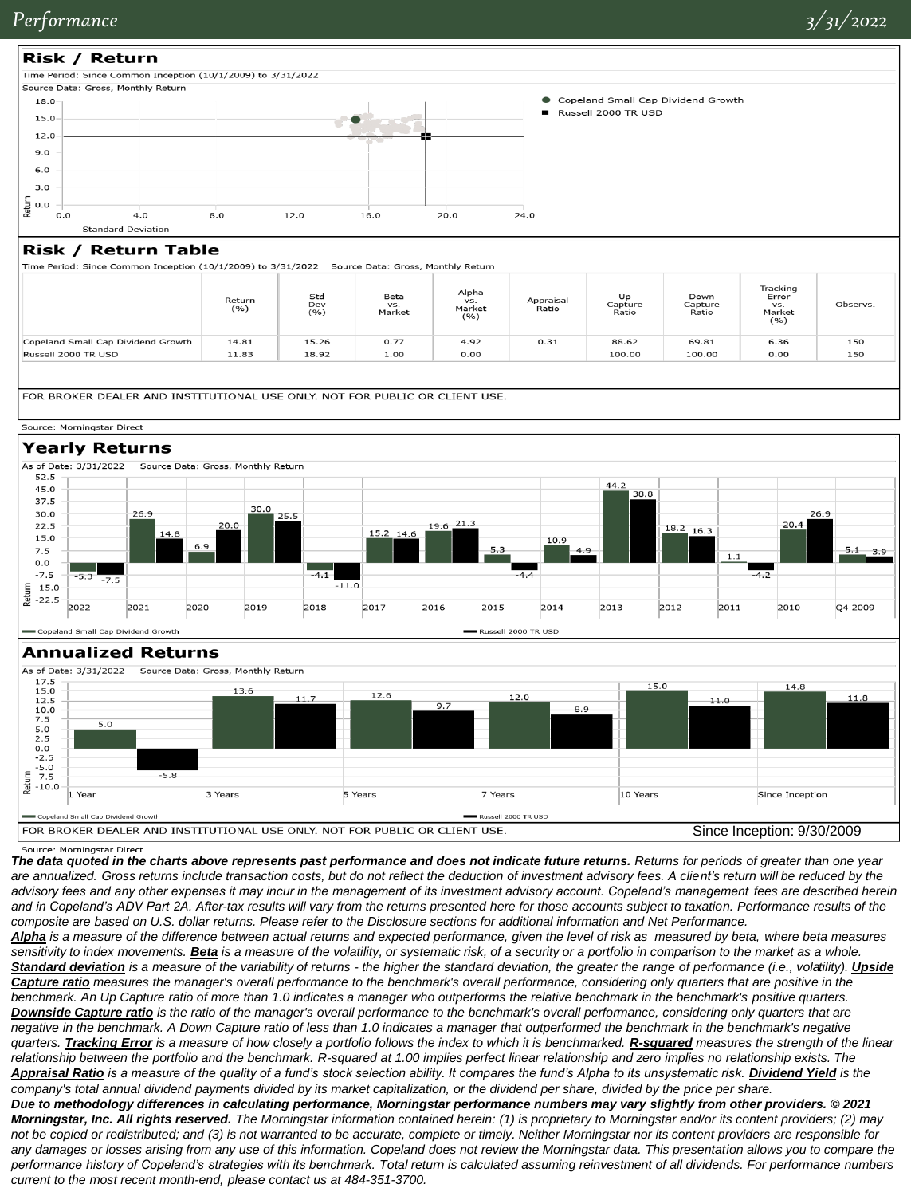## Risk / Return

Time Period: Since Common Inception (10/1/2009) to 3/31/2022

Source Data: Gross, Monthly Return

- Copeland Small Cap Dividend Growth
- Russell 2000 TR USD

## Risk / Return Table

Time Period: Since Common Inception (10/1/2009) to 3/31/2022    Source Data: Gross, Monthly Return

| | Return (%) | Std Dev (%) | Beta vs. Market | Alpha vs. Market (%) | Appraisal Ratio | Up Capture Ratio | Down Capture Ratio | Tracking Error vs. Market (%) | Observs. |
|---|---|---|---|---|---|---|---|---|---|
| Copeland Small Cap Dividend Growth | 14.81 | 15.26 | 0.77 | 4.92 | 0.31 | 88.62 | 69.81 | 6.36 | 150 |
| Russell 2000 TR USD | 11.83 | 18.92 | 1.00 | 0.00 | | 100.00 | 100.00 | 0.00 | 150 |

FOR BROKER DEALER AND INSTITUTIONAL USE ONLY. NOT FOR PUBLIC OR CLIENT USE.

Source: Morningstar Direct

## Yearly Returns

As of Date: 3/31/2022    Source Data: Gross, Monthly Return

| | 2022 | 2021 | 2020 | 2019 | 2018 | 2017 | 2016 | 2015 | 2014 | 2013 | 2012 | 2011 | 2010 | Q4 2009 |
|---|---|---|---|---|---|---|---|---|---|---|---|---|---|---|
| Copeland Small Cap Dividend Growth | -5.3 | 26.9 | 6.9 | 30.0 | -4.1 | 15.2 | 19.6 | 5.3 | 10.9 | 44.2 | 18.2 | 1.1 | 20.4 | 5.1 |
| Russell 2000 TR USD | -7.5 | 14.8 | 20.0 | 25.5 | -11.0 | 14.6 | 21.3 | -4.4 | 4.9 | 38.8 | 16.3 | -4.2 | 26.9 | 3.9 |

## Annualized Returns

As of Date: 3/31/2022    Source Data: Gross, Monthly Return

| | 1 Year | 3 Years | 5 Years | 7 Years | 10 Years | Since Inception |
|---|---|---|---|---|---|---|
| Copeland Small Cap Dividend Growth | 5.0 | 13.6 | 12.6 | 12.0 | 15.0 | 14.8 |
| Russell 2000 TR USD | -5.8 | 11.7 | 9.7 | 8.9 | 11.0 | 11.8 |

FOR BROKER DEALER AND INSTITUTIONAL USE ONLY. NOT FOR PUBLIC OR CLIENT USE.

Since Inception: 9/30/2009

Source: Morningstar Direct

***The data quoted in the charts above represents past performance and does not indicate future returns.*** *Returns for periods of greater than one year are annualized. Gross returns include transaction costs, but do not reflect the deduction of investment advisory fees. A client's return will be reduced by the advisory fees and any other expenses it may incur in the management of its investment advisory account. Copeland's management fees are described herein and in Copeland's ADV Part 2A. After-tax results will vary from the returns presented here for those accounts subject to taxation. Performance results of the composite are based on U.S. dollar returns. Please refer to the Disclosure sections for additional information and Net Performance.*

***Alpha*** *is a measure of the difference between actual returns and expected performance, given the level of risk as measured by beta, where beta measures sensitivity to index movements.* ***Beta*** *is a measure of the volatility, or systematic risk, of a security or a portfolio in comparison to the market as a whole.* ***Standard deviation*** *is a measure of the variability of returns - the higher the standard deviation, the greater the range of performance (i.e., volatility).* ***Upside Capture ratio*** *measures the manager's overall performance to the benchmark's overall performance, considering only quarters that are positive in the benchmark. An Up Capture ratio of more than 1.0 indicates a manager who outperforms the relative benchmark in the benchmark's positive quarters.* ***Downside Capture ratio*** *is the ratio of the manager's overall performance to the benchmark's overall performance, considering only quarters that are negative in the benchmark. A Down Capture ratio of less than 1.0 indicates a manager that outperformed the benchmark in the benchmark's negative quarters.* ***Tracking Error*** *is a measure of how closely a portfolio follows the index to which it is benchmarked.* ***R-squared*** *measures the strength of the linear relationship between the portfolio and the benchmark. R-squared at 1.00 implies perfect linear relationship and zero implies no relationship exists. The* ***Appraisal Ratio*** *is a measure of the quality of a fund's stock selection ability. It compares the fund's Alpha to its unsystematic risk.* ***Dividend Yield*** *is the company's total annual dividend payments divided by its market capitalization, or the dividend per share, divided by the price per share.*

***Due to methodology differences in calculating performance, Morningstar performance numbers may vary slightly from other providers. © 2021 Morningstar, Inc. All rights reserved.*** *The Morningstar information contained herein: (1) is proprietary to Morningstar and/or its content providers; (2) may not be copied or redistributed; and (3) is not warranted to be accurate, complete or timely. Neither Morningstar nor its content providers are responsible for any damages or losses arising from any use of this information. Copeland does not review the Morningstar data. This presentation allows you to compare the performance history of Copeland's strategies with its benchmark. Total return is calculated assuming reinvestment of all dividends. For performance numbers current to the most recent month-end, please contact us at 484-351-3700.*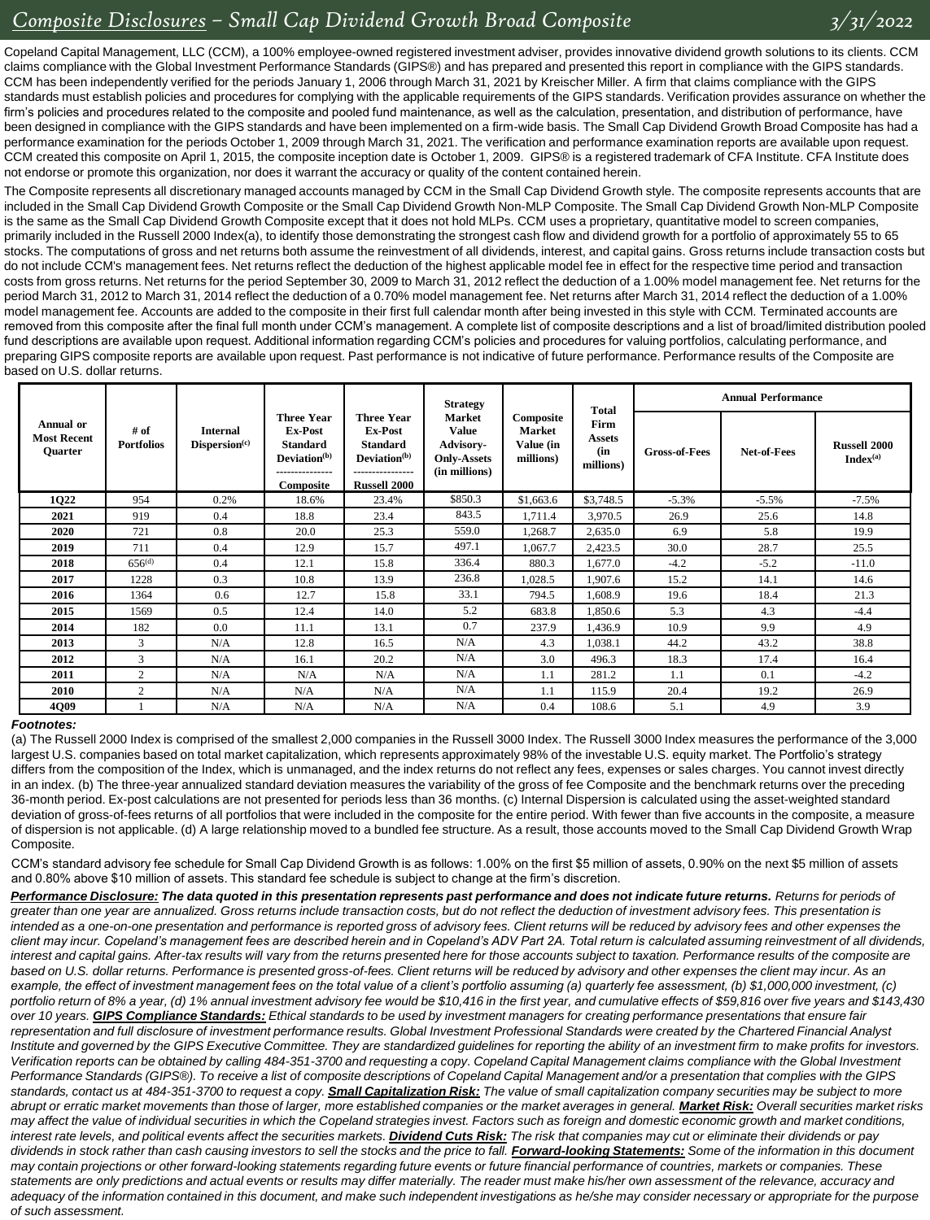## Composite Disclosures – Small Cap Dividend Growth Broad Composite 3/31/2022

Copeland Capital Management, LLC (CCM), a 100% employee-owned registered investment adviser, provides innovative dividend growth solutions to its clients. CCM claims compliance with the Global Investment Performance Standards (GIPS®) and has prepared and presented this report in compliance with the GIPS standards. CCM has been independently verified for the periods January 1, 2006 through March 31, 2021 by Kreischer Miller. A firm that claims compliance with the GIPS standards must establish policies and procedures for complying with the applicable requirements of the GIPS standards. Verification provides assurance on whether the firm's policies and procedures related to the composite and pooled fund maintenance, as well as the calculation, presentation, and distribution of performance, have been designed in compliance with the GIPS standards and have been implemented on a firm-wide basis. The Small Cap Dividend Growth Broad Composite has had a performance examination for the periods October 1, 2009 through March 31, 2021. The verification and performance examination reports are available upon request. CCM created this composite on April 1, 2015, the composite inception date is October 1, 2009. GIPS® is a registered trademark of CFA Institute. CFA Institute does not endorse or promote this organization, nor does it warrant the accuracy or quality of the content contained herein.

The Composite represents all discretionary managed accounts managed by CCM in the Small Cap Dividend Growth style. The composite represents accounts that are included in the Small Cap Dividend Growth Composite or the Small Cap Dividend Growth Non-MLP Composite. The Small Cap Dividend Growth Non-MLP Composite is the same as the Small Cap Dividend Growth Composite except that it does not hold MLPs. CCM uses a proprietary, quantitative model to screen companies, primarily included in the Russell 2000 Index(a), to identify those demonstrating the strongest cash flow and dividend growth for a portfolio of approximately 55 to 65 stocks. The computations of gross and net returns both assume the reinvestment of all dividends, interest, and capital gains. Gross returns include transaction costs but do not include CCM's management fees. Net returns reflect the deduction of the highest applicable model fee in effect for the respective time period and transaction costs from gross returns. Net returns for the period September 30, 2009 to March 31, 2012 reflect the deduction of a 1.00% model management fee. Net returns for the period March 31, 2012 to March 31, 2014 reflect the deduction of a 0.70% model management fee. Net returns after March 31, 2014 reflect the deduction of a 1.00% model management fee. Accounts are added to the composite in their first full calendar month after being invested in this style with CCM. Terminated accounts are removed from this composite after the final full month under CCM's management. A complete list of composite descriptions and a list of broad/limited distribution pooled fund descriptions are available upon request. Additional information regarding CCM's policies and procedures for valuing portfolios, calculating performance, and preparing GIPS composite reports are available upon request. Past performance is not indicative of future performance. Performance results of the Composite are based on U.S. dollar returns.

| Annual or Most Recent Quarter | # of Portfolios | Internal Dispersion(c) | Three Year Ex-Post Standard Deviation(b) Composite | Three Year Ex-Post Standard Deviation(b) Russell 2000 | Strategy Market Value Advisory-Only-Assets (in millions) | Composite Market Value (in millions) | Total Firm Assets (in millions) | Annual Performance Gross-of-Fees | Annual Performance Net-of-Fees | Annual Performance Russell 2000 Index(a) |
|---|---|---|---|---|---|---|---|---|---|---|
| 1Q22 | 954 | 0.2% | 18.6% | 23.4% | $850.3 | $1,663.6 | $3,748.5 | -5.3% | -5.5% | -7.5% |
| 2021 | 919 | 0.4 | 18.8 | 23.4 | 843.5 | 1,711.4 | 3,970.5 | 26.9 | 25.6 | 14.8 |
| 2020 | 721 | 0.8 | 20.0 | 25.3 | 559.0 | 1,268.7 | 2,635.0 | 6.9 | 5.8 | 19.9 |
| 2019 | 711 | 0.4 | 12.9 | 15.7 | 497.1 | 1,067.7 | 2,423.5 | 30.0 | 28.7 | 25.5 |
| 2018 | 656(d) | 0.4 | 12.1 | 15.8 | 336.4 | 880.3 | 1,677.0 | -4.2 | -5.2 | -11.0 |
| 2017 | 1228 | 0.3 | 10.8 | 13.9 | 236.8 | 1,028.5 | 1,907.6 | 15.2 | 14.1 | 14.6 |
| 2016 | 1364 | 0.6 | 12.7 | 15.8 | 33.1 | 794.5 | 1,608.9 | 19.6 | 18.4 | 21.3 |
| 2015 | 1569 | 0.5 | 12.4 | 14.0 | 5.2 | 683.8 | 1,850.6 | 5.3 | 4.3 | -4.4 |
| 2014 | 182 | 0.0 | 11.1 | 13.1 | 0.7 | 237.9 | 1,436.9 | 10.9 | 9.9 | 4.9 |
| 2013 | 3 | N/A | 12.8 | 16.5 | N/A | 4.3 | 1,038.1 | 44.2 | 43.2 | 38.8 |
| 2012 | 3 | N/A | 16.1 | 20.2 | N/A | 3.0 | 496.3 | 18.3 | 17.4 | 16.4 |
| 2011 | 2 | N/A | N/A | N/A | N/A | 1.1 | 281.2 | 1.1 | 0.1 | -4.2 |
| 2010 | 2 | N/A | N/A | N/A | N/A | 1.1 | 115.9 | 20.4 | 19.2 | 26.9 |
| 4Q09 | 1 | N/A | N/A | N/A | N/A | 0.4 | 108.6 | 5.1 | 4.9 | 3.9 |

***Footnotes:***

(a) The Russell 2000 Index is comprised of the smallest 2,000 companies in the Russell 3000 Index. The Russell 3000 Index measures the performance of the 3,000 largest U.S. companies based on total market capitalization, which represents approximately 98% of the investable U.S. equity market. The Portfolio's strategy differs from the composition of the Index, which is unmanaged, and the index returns do not reflect any fees, expenses or sales charges. You cannot invest directly in an index. (b) The three-year annualized standard deviation measures the variability of the gross of fee Composite and the benchmark returns over the preceding 36-month period. Ex-post calculations are not presented for periods less than 36 months. (c) Internal Dispersion is calculated using the asset-weighted standard deviation of gross-of-fees returns of all portfolios that were included in the composite for the entire period. With fewer than five accounts in the composite, a measure of dispersion is not applicable. (d) A large relationship moved to a bundled fee structure. As a result, those accounts moved to the Small Cap Dividend Growth Wrap Composite.

CCM's standard advisory fee schedule for Small Cap Dividend Growth is as follows: 1.00% on the first $5 million of assets, 0.90% on the next $5 million of assets and 0.80% above $10 million of assets. This standard fee schedule is subject to change at the firm's discretion.

***Performance Disclosure:* The data quoted in this presentation represents past performance and does not indicate future returns.** *Returns for periods of greater than one year are annualized. Gross returns include transaction costs, but do not reflect the deduction of investment advisory fees. This presentation is intended as a one-on-one presentation and performance is reported gross of advisory fees. Client returns will be reduced by advisory fees and other expenses the client may incur. Copeland's management fees are described herein and in Copeland's ADV Part 2A. Total return is calculated assuming reinvestment of all dividends, interest and capital gains. After-tax results will vary from the returns presented here for those accounts subject to taxation. Performance results of the composite are based on U.S. dollar returns. Performance is presented gross-of-fees. Client returns will be reduced by advisory and other expenses the client may incur. As an example, the effect of investment management fees on the total value of a client's portfolio assuming (a) quarterly fee assessment, (b) $1,000,000 investment, (c) portfolio return of 8% a year, (d) 1% annual investment advisory fee would be $10,416 in the first year, and cumulative effects of $59,816 over five years and $143,430 over 10 years.* ***GIPS Compliance Standards:*** *Ethical standards to be used by investment managers for creating performance presentations that ensure fair representation and full disclosure of investment performance results. Global Investment Professional Standards were created by the Chartered Financial Analyst Institute and governed by the GIPS Executive Committee. They are standardized guidelines for reporting the ability of an investment firm to make profits for investors. Verification reports can be obtained by calling 484-351-3700 and requesting a copy. Copeland Capital Management claims compliance with the Global Investment Performance Standards (GIPS®). To receive a list of composite descriptions of Copeland Capital Management and/or a presentation that complies with the GIPS standards, contact us at 484-351-3700 to request a copy.* ***Small Capitalization Risk:*** *The value of small capitalization company securities may be subject to more abrupt or erratic market movements than those of larger, more established companies or the market averages in general.* ***Market Risk:*** *Overall securities market risks may affect the value of individual securities in which the Copeland strategies invest. Factors such as foreign and domestic economic growth and market conditions, interest rate levels, and political events affect the securities markets.* ***Dividend Cuts Risk:*** *The risk that companies may cut or eliminate their dividends or pay dividends in stock rather than cash causing investors to sell the stocks and the price to fall.* ***Forward-looking Statements:*** *Some of the information in this document may contain projections or other forward-looking statements regarding future events or future financial performance of countries, markets or companies. These statements are only predictions and actual events or results may differ materially. The reader must make his/her own assessment of the relevance, accuracy and adequacy of the information contained in this document, and make such independent investigations as he/she may consider necessary or appropriate for the purpose of such assessment.*